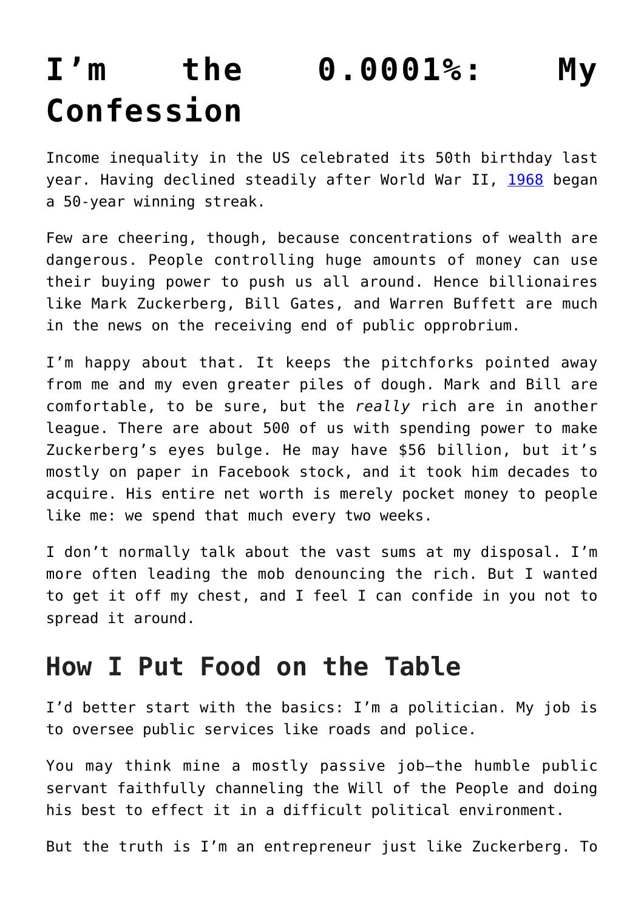# I'm the 0.0001%: My Confession

Income inequality in the US celebrated its 50th birthday last year. Having declined steadily after World War II, 1968 began a 50-year winning streak.

Few are cheering, though, because concentrations of wealth are dangerous. People controlling huge amounts of money can use their buying power to push us all around. Hence billionaires like Mark Zuckerberg, Bill Gates, and Warren Buffett are much in the news on the receiving end of public opprobrium.

I'm happy about that. It keeps the pitchforks pointed away from me and my even greater piles of dough. Mark and Bill are comfortable, to be sure, but the *really* rich are in another league. There are about 500 of us with spending power to make Zuckerberg's eyes bulge. He may have $56 billion, but it's mostly on paper in Facebook stock, and it took him decades to acquire. His entire net worth is merely pocket money to people like me: we spend that much every two weeks.

I don't normally talk about the vast sums at my disposal. I'm more often leading the mob denouncing the rich. But I wanted to get it off my chest, and I feel I can confide in you not to spread it around.

## How I Put Food on the Table

I'd better start with the basics: I'm a politician. My job is to oversee public services like roads and police.

You may think mine a mostly passive job—the humble public servant faithfully channeling the Will of the People and doing his best to effect it in a difficult political environment.

But the truth is I'm an entrepreneur just like Zuckerberg. To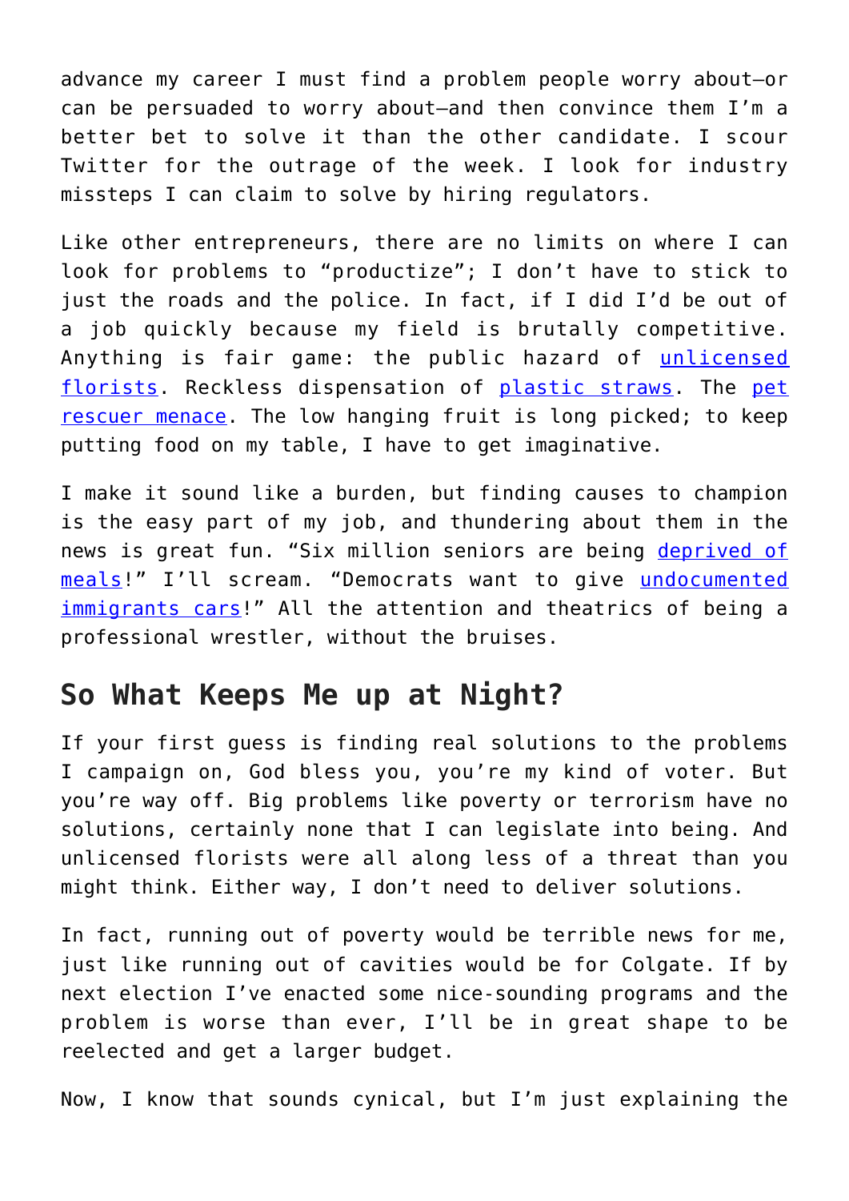advance my career I must find a problem people worry about—or can be persuaded to worry about—and then convince them I'm a better bet to solve it than the other candidate. I scour Twitter for the outrage of the week. I look for industry missteps I can claim to solve by hiring regulators.

Like other entrepreneurs, there are no limits on where I can look for problems to "productize"; I don't have to stick to just the roads and the police. In fact, if I did I'd be out of a job quickly because my field is brutally competitive. Anything is fair game: the public hazard of unlicensed florists. Reckless dispensation of plastic straws. The pet rescuer menace. The low hanging fruit is long picked; to keep putting food on my table, I have to get imaginative.

I make it sound like a burden, but finding causes to champion is the easy part of my job, and thundering about them in the news is great fun. "Six million seniors are being deprived of meals!" I'll scream. "Democrats want to give undocumented immigrants cars!" All the attention and theatrics of being a professional wrestler, without the bruises.

## So What Keeps Me up at Night?

If your first guess is finding real solutions to the problems I campaign on, God bless you, you're my kind of voter. But you're way off. Big problems like poverty or terrorism have no solutions, certainly none that I can legislate into being. And unlicensed florists were all along less of a threat than you might think. Either way, I don't need to deliver solutions.

In fact, running out of poverty would be terrible news for me, just like running out of cavities would be for Colgate. If by next election I've enacted some nice-sounding programs and the problem is worse than ever, I'll be in great shape to be reelected and get a larger budget.

Now, I know that sounds cynical, but I'm just explaining the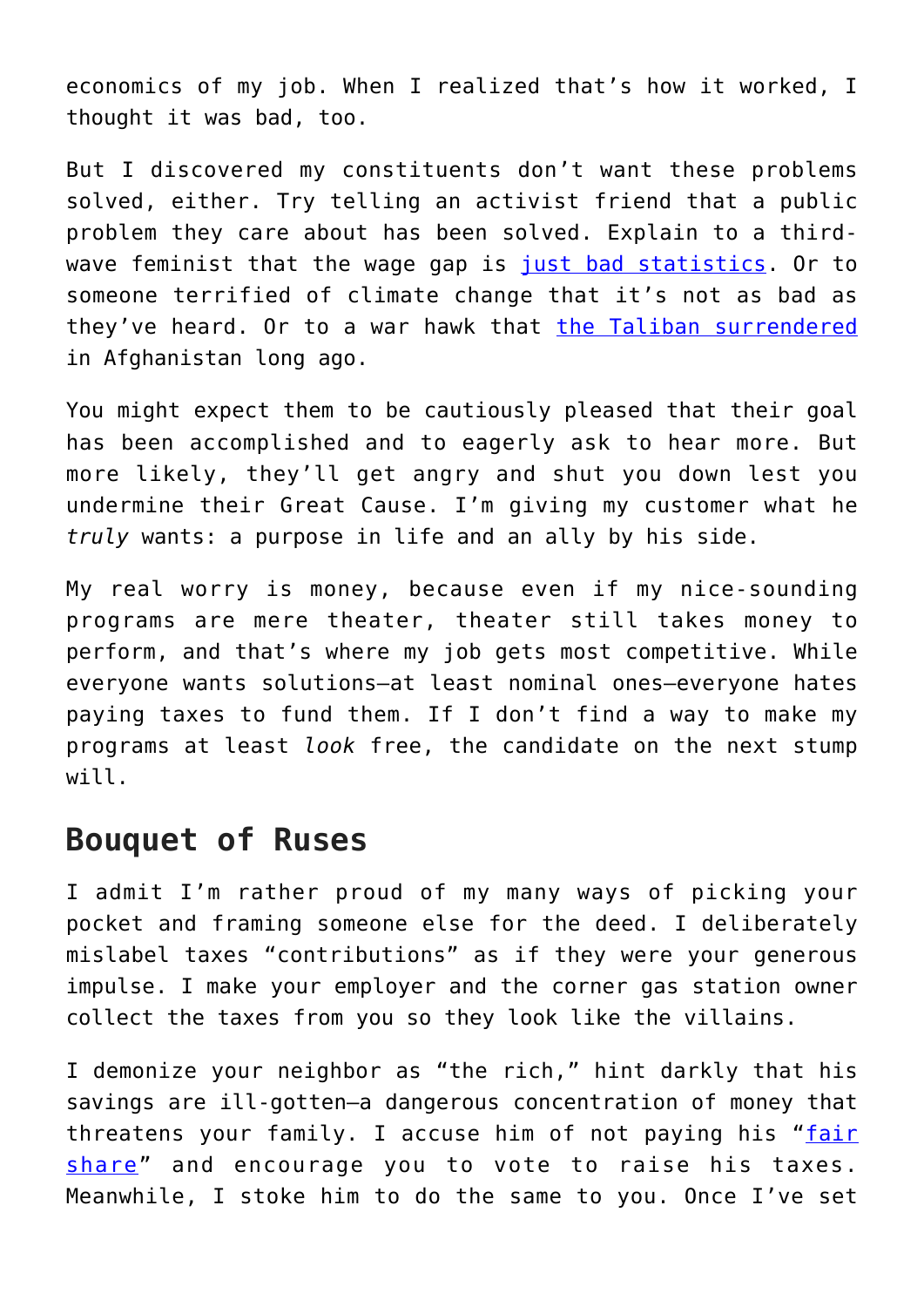economics of my job. When I realized that's how it worked, I thought it was bad, too.

But I discovered my constituents don't want these problems solved, either. Try telling an activist friend that a public problem they care about has been solved. Explain to a third-wave feminist that the wage gap is just bad statistics. Or to someone terrified of climate change that it's not as bad as they've heard. Or to a war hawk that the Taliban surrendered in Afghanistan long ago.

You might expect them to be cautiously pleased that their goal has been accomplished and to eagerly ask to hear more. But more likely, they'll get angry and shut you down lest you undermine their Great Cause. I'm giving my customer what he *truly* wants: a purpose in life and an ally by his side.

My real worry is money, because even if my nice-sounding programs are mere theater, theater still takes money to perform, and that's where my job gets most competitive. While everyone wants solutions—at least nominal ones—everyone hates paying taxes to fund them. If I don't find a way to make my programs at least *look* free, the candidate on the next stump will.

## Bouquet of Ruses

I admit I'm rather proud of my many ways of picking your pocket and framing someone else for the deed. I deliberately mislabel taxes "contributions" as if they were your generous impulse. I make your employer and the corner gas station owner collect the taxes from you so they look like the villains.

I demonize your neighbor as "the rich," hint darkly that his savings are ill-gotten—a dangerous concentration of money that threatens your family. I accuse him of not paying his "fair share" and encourage you to vote to raise his taxes. Meanwhile, I stoke him to do the same to you. Once I've set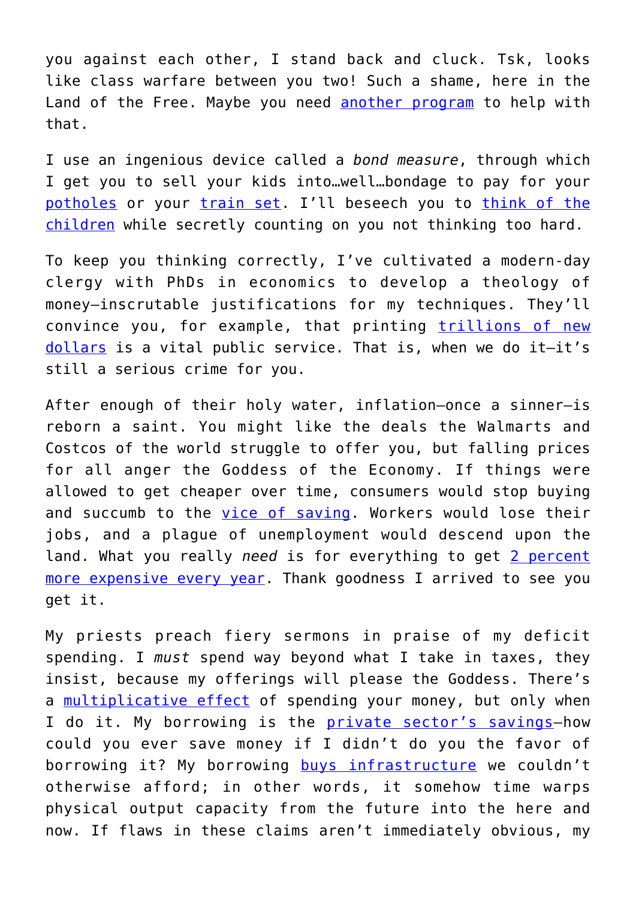you against each other, I stand back and cluck. Tsk, looks like class warfare between you two! Such a shame, here in the Land of the Free. Maybe you need another program to help with that.

I use an ingenious device called a *bond measure*, through which I get you to sell your kids into…well…bondage to pay for your potholes or your train set. I'll beseech you to think of the children while secretly counting on you not thinking too hard.

To keep you thinking correctly, I've cultivated a modern-day clergy with PhDs in economics to develop a theology of money—inscrutable justifications for my techniques. They'll convince you, for example, that printing trillions of new dollars is a vital public service. That is, when we do it—it's still a serious crime for you.

After enough of their holy water, inflation—once a sinner—is reborn a saint. You might like the deals the Walmarts and Costcos of the world struggle to offer you, but falling prices for all anger the Goddess of the Economy. If things were allowed to get cheaper over time, consumers would stop buying and succumb to the vice of saving. Workers would lose their jobs, and a plague of unemployment would descend upon the land. What you really *need* is for everything to get 2 percent more expensive every year. Thank goodness I arrived to see you get it.

My priests preach fiery sermons in praise of my deficit spending. I *must* spend way beyond what I take in taxes, they insist, because my offerings will please the Goddess. There's a multiplicative effect of spending your money, but only when I do it. My borrowing is the private sector's savings—how could you ever save money if I didn't do you the favor of borrowing it? My borrowing buys infrastructure we couldn't otherwise afford; in other words, it somehow time warps physical output capacity from the future into the here and now. If flaws in these claims aren't immediately obvious, my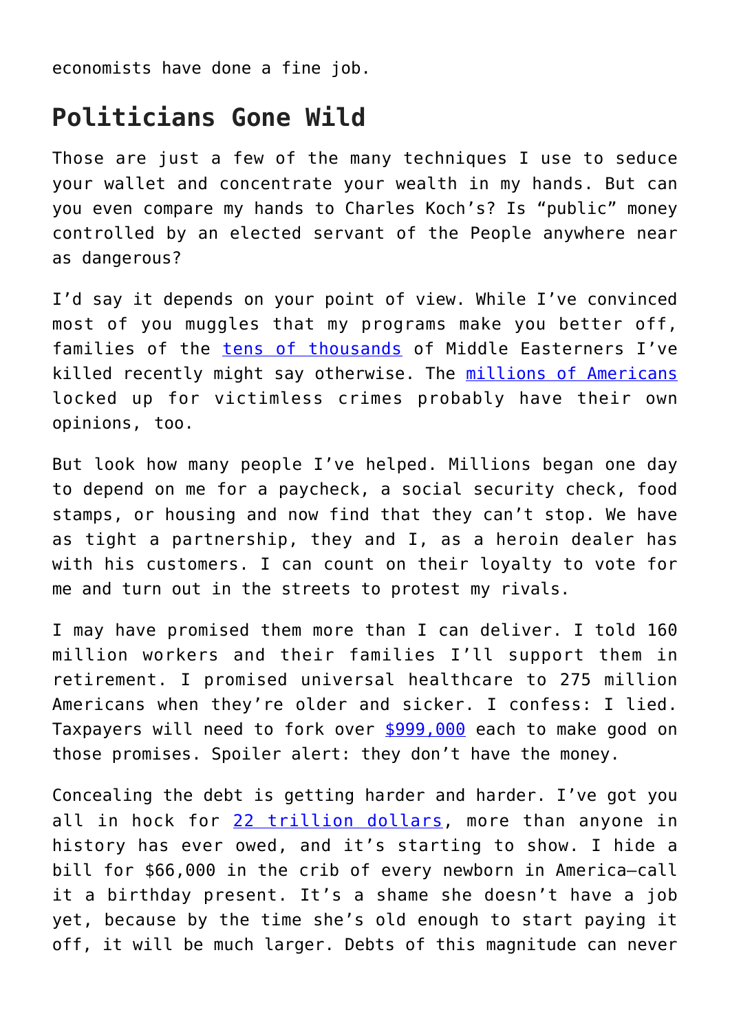economists have done a fine job.

## Politicians Gone Wild

Those are just a few of the many techniques I use to seduce your wallet and concentrate your wealth in my hands. But can you even compare my hands to Charles Koch's? Is "public" money controlled by an elected servant of the People anywhere near as dangerous?

I'd say it depends on your point of view. While I've convinced most of you muggles that my programs make you better off, families of the tens of thousands of Middle Easterners I've killed recently might say otherwise. The millions of Americans locked up for victimless crimes probably have their own opinions, too.

But look how many people I've helped. Millions began one day to depend on me for a paycheck, a social security check, food stamps, or housing and now find that they can't stop. We have as tight a partnership, they and I, as a heroin dealer has with his customers. I can count on their loyalty to vote for me and turn out in the streets to protest my rivals.

I may have promised them more than I can deliver. I told 160 million workers and their families I'll support them in retirement. I promised universal healthcare to 275 million Americans when they're older and sicker. I confess: I lied. Taxpayers will need to fork over $999,000 each to make good on those promises. Spoiler alert: they don't have the money.

Concealing the debt is getting harder and harder. I've got you all in hock for 22 trillion dollars, more than anyone in history has ever owed, and it's starting to show. I hide a bill for $66,000 in the crib of every newborn in America—call it a birthday present. It's a shame she doesn't have a job yet, because by the time she's old enough to start paying it off, it will be much larger. Debts of this magnitude can never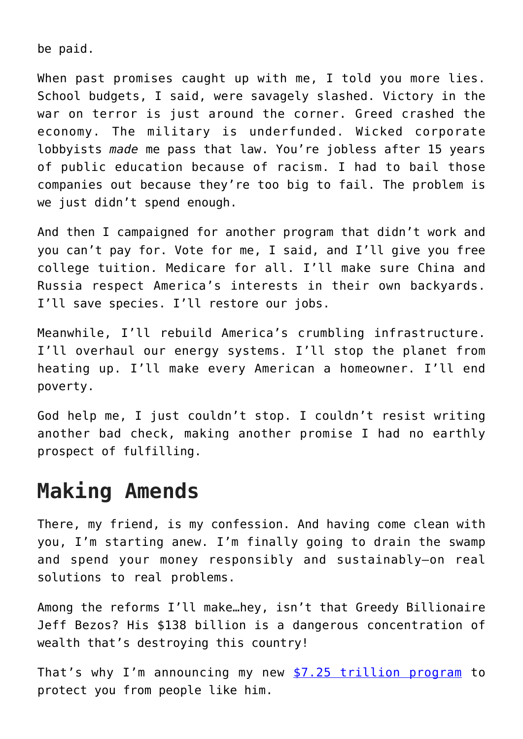be paid.

When past promises caught up with me, I told you more lies. School budgets, I said, were savagely slashed. Victory in the war on terror is just around the corner. Greed crashed the economy. The military is underfunded. Wicked corporate lobbyists *made* me pass that law. You're jobless after 15 years of public education because of racism. I had to bail those companies out because they're too big to fail. The problem is we just didn't spend enough.

And then I campaigned for another program that didn't work and you can't pay for. Vote for me, I said, and I'll give you free college tuition. Medicare for all. I'll make sure China and Russia respect America's interests in their own backyards. I'll save species. I'll restore our jobs.

Meanwhile, I'll rebuild America's crumbling infrastructure. I'll overhaul our energy systems. I'll stop the planet from heating up. I'll make every American a homeowner. I'll end poverty.

God help me, I just couldn't stop. I couldn't resist writing another bad check, making another promise I had no earthly prospect of fulfilling.

## Making Amends

There, my friend, is my confession. And having come clean with you, I'm starting anew. I'm finally going to drain the swamp and spend your money responsibly and sustainably—on real solutions to real problems.

Among the reforms I'll make…hey, isn't that Greedy Billionaire Jeff Bezos? His $138 billion is a dangerous concentration of wealth that's destroying this country!

That's why I'm announcing my new [$7.25 trillion program] to protect you from people like him.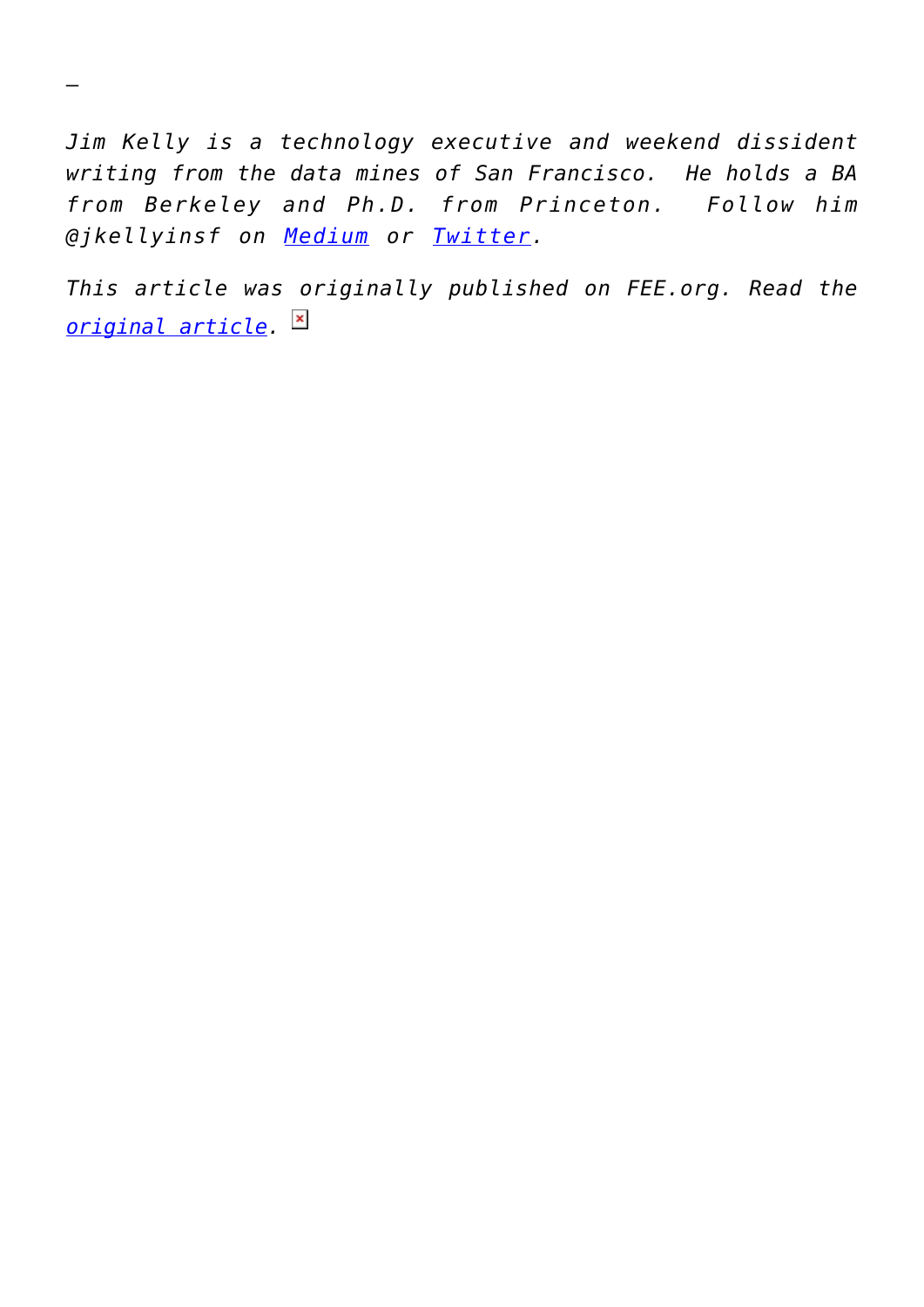–

*Jim Kelly is a technology executive and weekend dissident writing from the data mines of San Francisco. He holds a BA from Berkeley and Ph.D. from Princeton. Follow him @jkellyinsf on Medium or Twitter.*

*This article was originally published on FEE.org. Read the original article.*